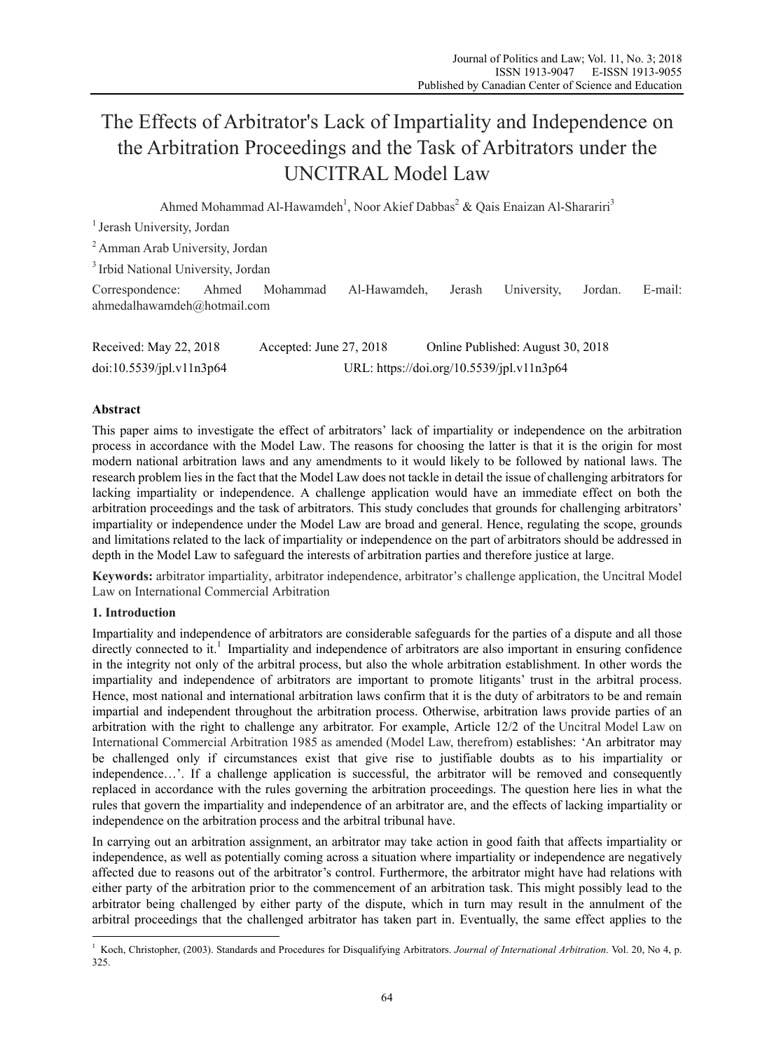# The Effects of Arbitrator's Lack of Impartiality and Independence on the Arbitration Proceedings and the Task of Arbitrators under the UNCITRAL Model Law

Ahmed Mohammad Al-Hawamdeh[1], Noor Akief Dabbas[2] & Qais Enaizan Al-Sharariri[3]

[1] Jerash University, Jordan

[2] Amman Arab University, Jordan

[3] Irbid National University, Jordan

Correspondence: Ahmed Mohammad Al-Hawamdeh, Jerash University, Jordan. E-mail: ahmedalhawamdeh@hotmail.com

Received: May 22, 2018 Accepted: June 27, 2018 Online Published: August 30, 2018

doi:10.5539/jpl.v11n3p64 URL: https://doi.org/10.5539/jpl.v11n3p64

## Abstract

This paper aims to investigate the effect of arbitrators' lack of impartiality or independence on the arbitration process in accordance with the Model Law. The reasons for choosing the latter is that it is the origin for most modern national arbitration laws and any amendments to it would likely to be followed by national laws. The research problem lies in the fact that the Model Law does not tackle in detail the issue of challenging arbitrators for lacking impartiality or independence. A challenge application would have an immediate effect on both the arbitration proceedings and the task of arbitrators. This study concludes that grounds for challenging arbitrators' impartiality or independence under the Model Law are broad and general. Hence, regulating the scope, grounds and limitations related to the lack of impartiality or independence on the part of arbitrators should be addressed in depth in the Model Law to safeguard the interests of arbitration parties and therefore justice at large.

**Keywords:** arbitrator impartiality, arbitrator independence, arbitrator's challenge application, the Uncitral Model Law on International Commercial Arbitration

## 1. Introduction

Impartiality and independence of arbitrators are considerable safeguards for the parties of a dispute and all those directly connected to it.[1] Impartiality and independence of arbitrators are also important in ensuring confidence in the integrity not only of the arbitral process, but also the whole arbitration establishment. In other words the impartiality and independence of arbitrators are important to promote litigants' trust in the arbitral process. Hence, most national and international arbitration laws confirm that it is the duty of arbitrators to be and remain impartial and independent throughout the arbitration process. Otherwise, arbitration laws provide parties of an arbitration with the right to challenge any arbitrator. For example, Article 12/2 of the Uncitral Model Law on International Commercial Arbitration 1985 as amended (Model Law, therefrom) establishes: 'An arbitrator may be challenged only if circumstances exist that give rise to justifiable doubts as to his impartiality or independence…'. If a challenge application is successful, the arbitrator will be removed and consequently replaced in accordance with the rules governing the arbitration proceedings. The question here lies in what the rules that govern the impartiality and independence of an arbitrator are, and the effects of lacking impartiality or independence on the arbitration process and the arbitral tribunal have.

In carrying out an arbitration assignment, an arbitrator may take action in good faith that affects impartiality or independence, as well as potentially coming across a situation where impartiality or independence are negatively affected due to reasons out of the arbitrator's control. Furthermore, the arbitrator might have had relations with either party of the arbitration prior to the commencement of an arbitration task. This might possibly lead to the arbitrator being challenged by either party of the dispute, which in turn may result in the annulment of the arbitral proceedings that the challenged arbitrator has taken part in. Eventually, the same effect applies to the

[1] Koch, Christopher, (2003). Standards and Procedures for Disqualifying Arbitrators. *Journal of International Arbitration*. Vol. 20, No 4, p. 325.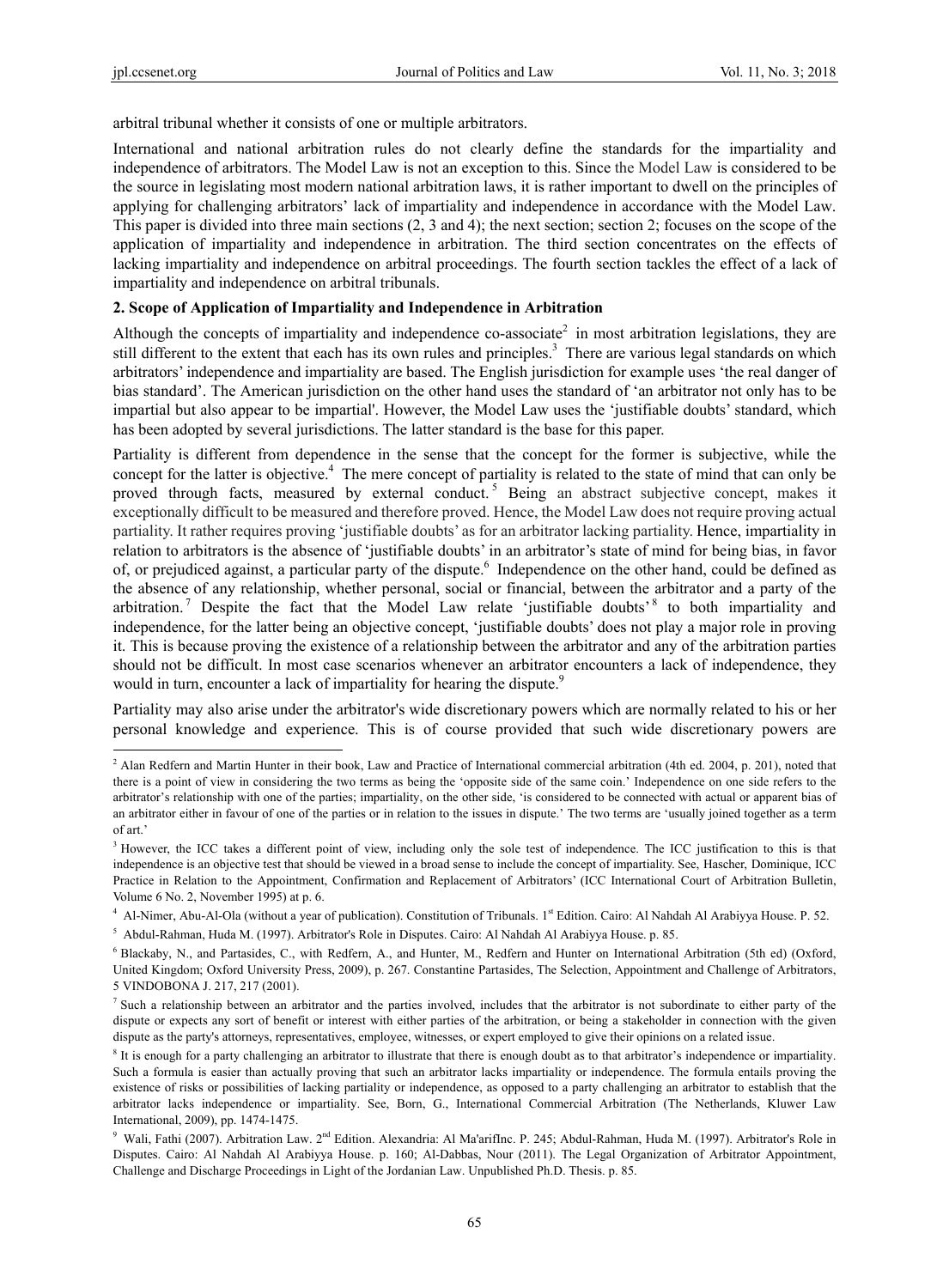arbitral tribunal whether it consists of one or multiple arbitrators.

International and national arbitration rules do not clearly define the standards for the impartiality and independence of arbitrators. The Model Law is not an exception to this. Since the Model Law is considered to be the source in legislating most modern national arbitration laws, it is rather important to dwell on the principles of applying for challenging arbitrators' lack of impartiality and independence in accordance with the Model Law. This paper is divided into three main sections (2, 3 and 4); the next section; section 2; focuses on the scope of the application of impartiality and independence in arbitration. The third section concentrates on the effects of lacking impartiality and independence on arbitral proceedings. The fourth section tackles the effect of a lack of impartiality and independence on arbitral tribunals.

## 2. Scope of Application of Impartiality and Independence in Arbitration

Although the concepts of impartiality and independence co-associate[2] in most arbitration legislations, they are still different to the extent that each has its own rules and principles.[3] There are various legal standards on which arbitrators' independence and impartiality are based. The English jurisdiction for example uses 'the real danger of bias standard'. The American jurisdiction on the other hand uses the standard of 'an arbitrator not only has to be impartial but also appear to be impartial'. However, the Model Law uses the 'justifiable doubts' standard, which has been adopted by several jurisdictions. The latter standard is the base for this paper.

Partiality is different from dependence in the sense that the concept for the former is subjective, while the concept for the latter is objective.[4] The mere concept of partiality is related to the state of mind that can only be proved through facts, measured by external conduct.[5] Being an abstract subjective concept, makes it exceptionally difficult to be measured and therefore proved. Hence, the Model Law does not require proving actual partiality. It rather requires proving 'justifiable doubts' as for an arbitrator lacking partiality. Hence, impartiality in relation to arbitrators is the absence of 'justifiable doubts' in an arbitrator's state of mind for being bias, in favor of, or prejudiced against, a particular party of the dispute.[6] Independence on the other hand, could be defined as the absence of any relationship, whether personal, social or financial, between the arbitrator and a party of the arbitration.[7] Despite the fact that the Model Law relate 'justifiable doubts'[8] to both impartiality and independence, for the latter being an objective concept, 'justifiable doubts' does not play a major role in proving it. This is because proving the existence of a relationship between the arbitrator and any of the arbitration parties should not be difficult. In most case scenarios whenever an arbitrator encounters a lack of independence, they would in turn, encounter a lack of impartiality for hearing the dispute.[9]

Partiality may also arise under the arbitrator's wide discretionary powers which are normally related to his or her personal knowledge and experience. This is of course provided that such wide discretionary powers are

---

[2] Alan Redfern and Martin Hunter in their book, Law and Practice of International commercial arbitration (4th ed. 2004, p. 201), noted that there is a point of view in considering the two terms as being the 'opposite side of the same coin.' Independence on one side refers to the arbitrator's relationship with one of the parties; impartiality, on the other side, 'is considered to be connected with actual or apparent bias of an arbitrator either in favour of one of the parties or in relation to the issues in dispute.' The two terms are 'usually joined together as a term of art.'

[3] However, the ICC takes a different point of view, including only the sole test of independence. The ICC justification to this is that independence is an objective test that should be viewed in a broad sense to include the concept of impartiality. See, Hascher, Dominique, ICC Practice in Relation to the Appointment, Confirmation and Replacement of Arbitrators' (ICC International Court of Arbitration Bulletin, Volume 6 No. 2, November 1995) at p. 6.

[4] Al-Nimer, Abu-Al-Ola (without a year of publication). Constitution of Tribunals. 1st Edition. Cairo: Al Nahdah Al Arabiyya House. P. 52.

[5] Abdul-Rahman, Huda M. (1997). Arbitrator's Role in Disputes. Cairo: Al Nahdah Al Arabiyya House. p. 85.

[6] Blackaby, N., and Partasides, C., with Redfern, A., and Hunter, M., Redfern and Hunter on International Arbitration (5th ed) (Oxford, United Kingdom; Oxford University Press, 2009), p. 267. Constantine Partasides, The Selection, Appointment and Challenge of Arbitrators, 5 VINDOBONA J. 217, 217 (2001).

[7] Such a relationship between an arbitrator and the parties involved, includes that the arbitrator is not subordinate to either party of the dispute or expects any sort of benefit or interest with either parties of the arbitration, or being a stakeholder in connection with the given dispute as the party's attorneys, representatives, employee, witnesses, or expert employed to give their opinions on a related issue.

[8] It is enough for a party challenging an arbitrator to illustrate that there is enough doubt as to that arbitrator's independence or impartiality. Such a formula is easier than actually proving that such an arbitrator lacks impartiality or independence. The formula entails proving the existence of risks or possibilities of lacking partiality or independence, as opposed to a party challenging an arbitrator to establish that the arbitrator lacks independence or impartiality. See, Born, G., International Commercial Arbitration (The Netherlands, Kluwer Law International, 2009), pp. 1474-1475.

[9] Wali, Fathi (2007). Arbitration Law. 2nd Edition. Alexandria: Al Ma'arifInc. P. 245; Abdul-Rahman, Huda M. (1997). Arbitrator's Role in Disputes. Cairo: Al Nahdah Al Arabiyya House. p. 160; Al-Dabbas, Nour (2011). The Legal Organization of Arbitrator Appointment, Challenge and Discharge Proceedings in Light of the Jordanian Law. Unpublished Ph.D. Thesis. p. 85.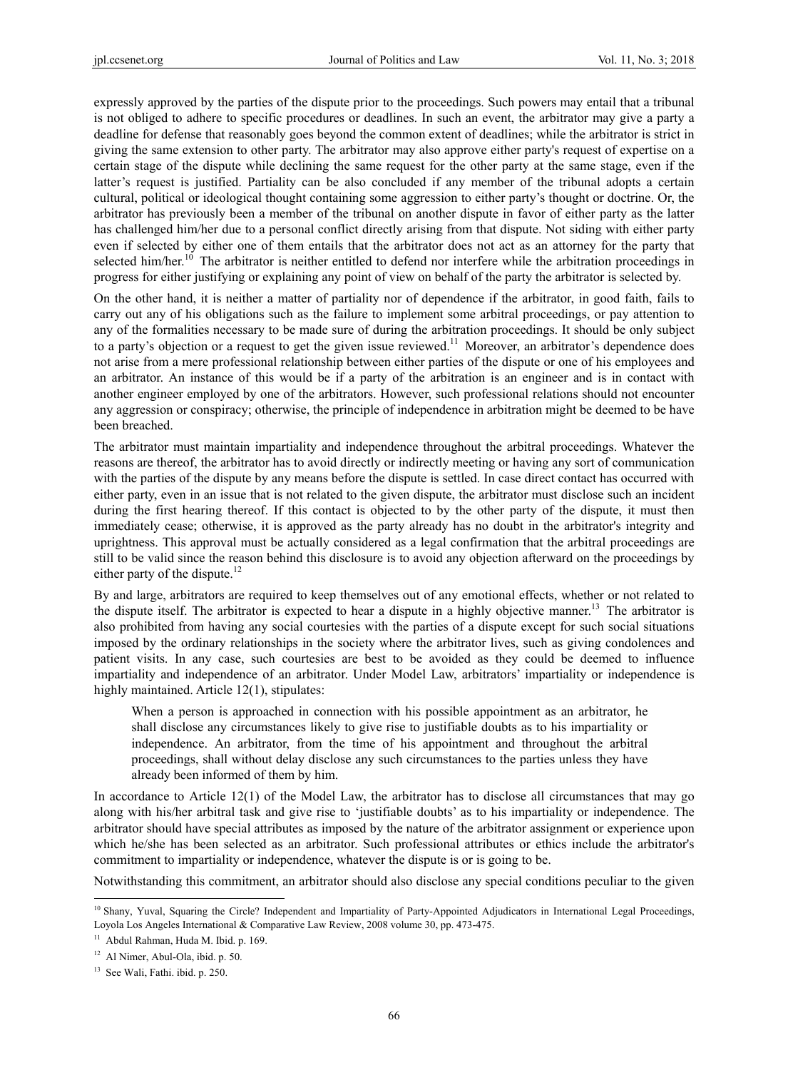expressly approved by the parties of the dispute prior to the proceedings. Such powers may entail that a tribunal is not obliged to adhere to specific procedures or deadlines. In such an event, the arbitrator may give a party a deadline for defense that reasonably goes beyond the common extent of deadlines; while the arbitrator is strict in giving the same extension to other party. The arbitrator may also approve either party's request of expertise on a certain stage of the dispute while declining the same request for the other party at the same stage, even if the latter's request is justified. Partiality can be also concluded if any member of the tribunal adopts a certain cultural, political or ideological thought containing some aggression to either party's thought or doctrine. Or, the arbitrator has previously been a member of the tribunal on another dispute in favor of either party as the latter has challenged him/her due to a personal conflict directly arising from that dispute. Not siding with either party even if selected by either one of them entails that the arbitrator does not act as an attorney for the party that selected him/her.[10] The arbitrator is neither entitled to defend nor interfere while the arbitration proceedings in progress for either justifying or explaining any point of view on behalf of the party the arbitrator is selected by.

On the other hand, it is neither a matter of partiality nor of dependence if the arbitrator, in good faith, fails to carry out any of his obligations such as the failure to implement some arbitral proceedings, or pay attention to any of the formalities necessary to be made sure of during the arbitration proceedings. It should be only subject to a party's objection or a request to get the given issue reviewed.[11] Moreover, an arbitrator's dependence does not arise from a mere professional relationship between either parties of the dispute or one of his employees and an arbitrator. An instance of this would be if a party of the arbitration is an engineer and is in contact with another engineer employed by one of the arbitrators. However, such professional relations should not encounter any aggression or conspiracy; otherwise, the principle of independence in arbitration might be deemed to be have been breached.

The arbitrator must maintain impartiality and independence throughout the arbitral proceedings. Whatever the reasons are thereof, the arbitrator has to avoid directly or indirectly meeting or having any sort of communication with the parties of the dispute by any means before the dispute is settled. In case direct contact has occurred with either party, even in an issue that is not related to the given dispute, the arbitrator must disclose such an incident during the first hearing thereof. If this contact is objected to by the other party of the dispute, it must then immediately cease; otherwise, it is approved as the party already has no doubt in the arbitrator's integrity and uprightness. This approval must be actually considered as a legal confirmation that the arbitral proceedings are still to be valid since the reason behind this disclosure is to avoid any objection afterward on the proceedings by either party of the dispute.[12]

By and large, arbitrators are required to keep themselves out of any emotional effects, whether or not related to the dispute itself. The arbitrator is expected to hear a dispute in a highly objective manner.[13] The arbitrator is also prohibited from having any social courtesies with the parties of a dispute except for such social situations imposed by the ordinary relationships in the society where the arbitrator lives, such as giving condolences and patient visits. In any case, such courtesies are best to be avoided as they could be deemed to influence impartiality and independence of an arbitrator. Under Model Law, arbitrators' impartiality or independence is highly maintained. Article 12(1), stipulates:

> When a person is approached in connection with his possible appointment as an arbitrator, he shall disclose any circumstances likely to give rise to justifiable doubts as to his impartiality or independence. An arbitrator, from the time of his appointment and throughout the arbitral proceedings, shall without delay disclose any such circumstances to the parties unless they have already been informed of them by him.

In accordance to Article 12(1) of the Model Law, the arbitrator has to disclose all circumstances that may go along with his/her arbitral task and give rise to 'justifiable doubts' as to his impartiality or independence. The arbitrator should have special attributes as imposed by the nature of the arbitrator assignment or experience upon which he/she has been selected as an arbitrator. Such professional attributes or ethics include the arbitrator's commitment to impartiality or independence, whatever the dispute is or is going to be.

Notwithstanding this commitment, an arbitrator should also disclose any special conditions peculiar to the given

---

[10] Shany, Yuval, Squaring the Circle? Independent and Impartiality of Party-Appointed Adjudicators in International Legal Proceedings, Loyola Los Angeles International & Comparative Law Review, 2008 volume 30, pp. 473-475.

[11] Abdul Rahman, Huda M. Ibid. p. 169.

[12] Al Nimer, Abul-Ola, ibid. p. 50.

[13] See Wali, Fathi. ibid. p. 250.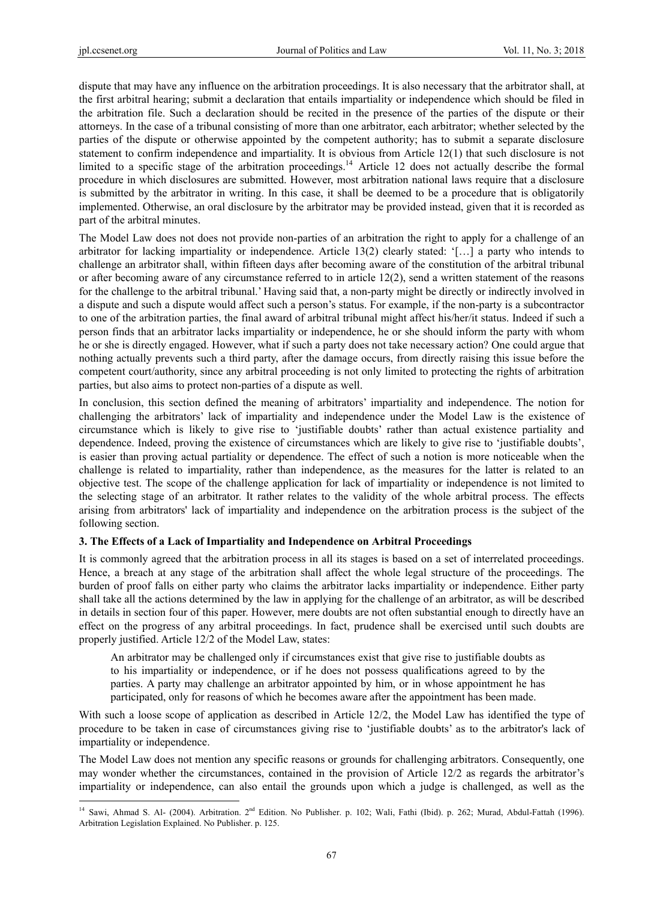dispute that may have any influence on the arbitration proceedings. It is also necessary that the arbitrator shall, at the first arbitral hearing; submit a declaration that entails impartiality or independence which should be filed in the arbitration file. Such a declaration should be recited in the presence of the parties of the dispute or their attorneys. In the case of a tribunal consisting of more than one arbitrator, each arbitrator; whether selected by the parties of the dispute or otherwise appointed by the competent authority; has to submit a separate disclosure statement to confirm independence and impartiality. It is obvious from Article 12(1) that such disclosure is not limited to a specific stage of the arbitration proceedings.[14] Article 12 does not actually describe the formal procedure in which disclosures are submitted. However, most arbitration national laws require that a disclosure is submitted by the arbitrator in writing. In this case, it shall be deemed to be a procedure that is obligatorily implemented. Otherwise, an oral disclosure by the arbitrator may be provided instead, given that it is recorded as part of the arbitral minutes.

The Model Law does not does not provide non-parties of an arbitration the right to apply for a challenge of an arbitrator for lacking impartiality or independence. Article 13(2) clearly stated: '[…] a party who intends to challenge an arbitrator shall, within fifteen days after becoming aware of the constitution of the arbitral tribunal or after becoming aware of any circumstance referred to in article 12(2), send a written statement of the reasons for the challenge to the arbitral tribunal.' Having said that, a non-party might be directly or indirectly involved in a dispute and such a dispute would affect such a person's status. For example, if the non-party is a subcontractor to one of the arbitration parties, the final award of arbitral tribunal might affect his/her/it status. Indeed if such a person finds that an arbitrator lacks impartiality or independence, he or she should inform the party with whom he or she is directly engaged. However, what if such a party does not take necessary action? One could argue that nothing actually prevents such a third party, after the damage occurs, from directly raising this issue before the competent court/authority, since any arbitral proceeding is not only limited to protecting the rights of arbitration parties, but also aims to protect non-parties of a dispute as well.

In conclusion, this section defined the meaning of arbitrators' impartiality and independence. The notion for challenging the arbitrators' lack of impartiality and independence under the Model Law is the existence of circumstance which is likely to give rise to 'justifiable doubts' rather than actual existence partiality and dependence. Indeed, proving the existence of circumstances which are likely to give rise to 'justifiable doubts', is easier than proving actual partiality or dependence. The effect of such a notion is more noticeable when the challenge is related to impartiality, rather than independence, as the measures for the latter is related to an objective test. The scope of the challenge application for lack of impartiality or independence is not limited to the selecting stage of an arbitrator. It rather relates to the validity of the whole arbitral process. The effects arising from arbitrators' lack of impartiality and independence on the arbitration process is the subject of the following section.

### 3. The Effects of a Lack of Impartiality and Independence on Arbitral Proceedings

It is commonly agreed that the arbitration process in all its stages is based on a set of interrelated proceedings. Hence, a breach at any stage of the arbitration shall affect the whole legal structure of the proceedings. The burden of proof falls on either party who claims the arbitrator lacks impartiality or independence. Either party shall take all the actions determined by the law in applying for the challenge of an arbitrator, as will be described in details in section four of this paper. However, mere doubts are not often substantial enough to directly have an effect on the progress of any arbitral proceedings. In fact, prudence shall be exercised until such doubts are properly justified. Article 12/2 of the Model Law, states:

> An arbitrator may be challenged only if circumstances exist that give rise to justifiable doubts as to his impartiality or independence, or if he does not possess qualifications agreed to by the parties. A party may challenge an arbitrator appointed by him, or in whose appointment he has participated, only for reasons of which he becomes aware after the appointment has been made.

With such a loose scope of application as described in Article 12/2, the Model Law has identified the type of procedure to be taken in case of circumstances giving rise to 'justifiable doubts' as to the arbitrator's lack of impartiality or independence.

The Model Law does not mention any specific reasons or grounds for challenging arbitrators. Consequently, one may wonder whether the circumstances, contained in the provision of Article 12/2 as regards the arbitrator's impartiality or independence, can also entail the grounds upon which a judge is challenged, as well as the

---

[14] Sawi, Ahmad S. Al- (2004). Arbitration. 2nd Edition. No Publisher. p. 102; Wali, Fathi (Ibid). p. 262; Murad, Abdul-Fattah (1996). Arbitration Legislation Explained. No Publisher. p. 125.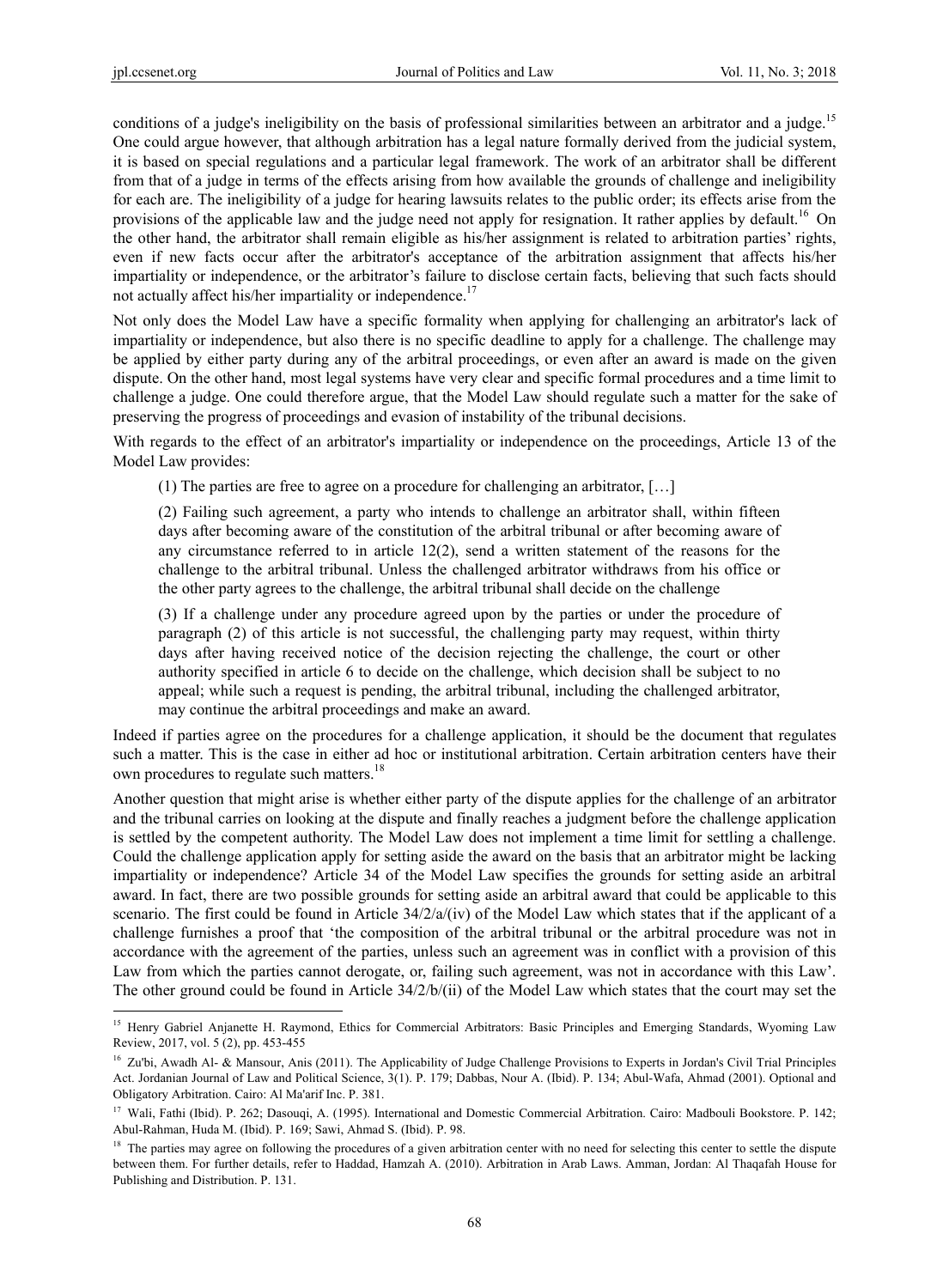conditions of a judge's ineligibility on the basis of professional similarities between an arbitrator and a judge.[15] One could argue however, that although arbitration has a legal nature formally derived from the judicial system, it is based on special regulations and a particular legal framework. The work of an arbitrator shall be different from that of a judge in terms of the effects arising from how available the grounds of challenge and ineligibility for each are. The ineligibility of a judge for hearing lawsuits relates to the public order; its effects arise from the provisions of the applicable law and the judge need not apply for resignation. It rather applies by default.[16] On the other hand, the arbitrator shall remain eligible as his/her assignment is related to arbitration parties' rights, even if new facts occur after the arbitrator's acceptance of the arbitration assignment that affects his/her impartiality or independence, or the arbitrator's failure to disclose certain facts, believing that such facts should not actually affect his/her impartiality or independence.[17]

Not only does the Model Law have a specific formality when applying for challenging an arbitrator's lack of impartiality or independence, but also there is no specific deadline to apply for a challenge. The challenge may be applied by either party during any of the arbitral proceedings, or even after an award is made on the given dispute. On the other hand, most legal systems have very clear and specific formal procedures and a time limit to challenge a judge. One could therefore argue, that the Model Law should regulate such a matter for the sake of preserving the progress of proceedings and evasion of instability of the tribunal decisions.

With regards to the effect of an arbitrator's impartiality or independence on the proceedings, Article 13 of the Model Law provides:

> (1) The parties are free to agree on a procedure for challenging an arbitrator, […]
>
> (2) Failing such agreement, a party who intends to challenge an arbitrator shall, within fifteen days after becoming aware of the constitution of the arbitral tribunal or after becoming aware of any circumstance referred to in article 12(2), send a written statement of the reasons for the challenge to the arbitral tribunal. Unless the challenged arbitrator withdraws from his office or the other party agrees to the challenge, the arbitral tribunal shall decide on the challenge
>
> (3) If a challenge under any procedure agreed upon by the parties or under the procedure of paragraph (2) of this article is not successful, the challenging party may request, within thirty days after having received notice of the decision rejecting the challenge, the court or other authority specified in article 6 to decide on the challenge, which decision shall be subject to no appeal; while such a request is pending, the arbitral tribunal, including the challenged arbitrator, may continue the arbitral proceedings and make an award.

Indeed if parties agree on the procedures for a challenge application, it should be the document that regulates such a matter. This is the case in either ad hoc or institutional arbitration. Certain arbitration centers have their own procedures to regulate such matters.[18]

Another question that might arise is whether either party of the dispute applies for the challenge of an arbitrator and the tribunal carries on looking at the dispute and finally reaches a judgment before the challenge application is settled by the competent authority. The Model Law does not implement a time limit for settling a challenge. Could the challenge application apply for setting aside the award on the basis that an arbitrator might be lacking impartiality or independence? Article 34 of the Model Law specifies the grounds for setting aside an arbitral award. In fact, there are two possible grounds for setting aside an arbitral award that could be applicable to this scenario. The first could be found in Article 34/2/a/(iv) of the Model Law which states that if the applicant of a challenge furnishes a proof that 'the composition of the arbitral tribunal or the arbitral procedure was not in accordance with the agreement of the parties, unless such an agreement was in conflict with a provision of this Law from which the parties cannot derogate, or, failing such agreement, was not in accordance with this Law'. The other ground could be found in Article 34/2/b/(ii) of the Model Law which states that the court may set the

---

[15] Henry Gabriel Anjanette H. Raymond, Ethics for Commercial Arbitrators: Basic Principles and Emerging Standards, Wyoming Law Review, 2017, vol. 5 (2), pp. 453-455

[16] Zu'bi, Awadh Al- & Mansour, Anis (2011). The Applicability of Judge Challenge Provisions to Experts in Jordan's Civil Trial Principles Act. Jordanian Journal of Law and Political Science, 3(1). P. 179; Dabbas, Nour A. (Ibid). P. 134; Abul-Wafa, Ahmad (2001). Optional and Obligatory Arbitration. Cairo: Al Ma'arif Inc. P. 381.

[17] Wali, Fathi (Ibid). P. 262; Dasouqi, A. (1995). International and Domestic Commercial Arbitration. Cairo: Madbouli Bookstore. P. 142; Abul-Rahman, Huda M. (Ibid). P. 169; Sawi, Ahmad S. (Ibid). P. 98.

[18] The parties may agree on following the procedures of a given arbitration center with no need for selecting this center to settle the dispute between them. For further details, refer to Haddad, Hamzah A. (2010). Arbitration in Arab Laws. Amman, Jordan: Al Thaqafah House for Publishing and Distribution. P. 131.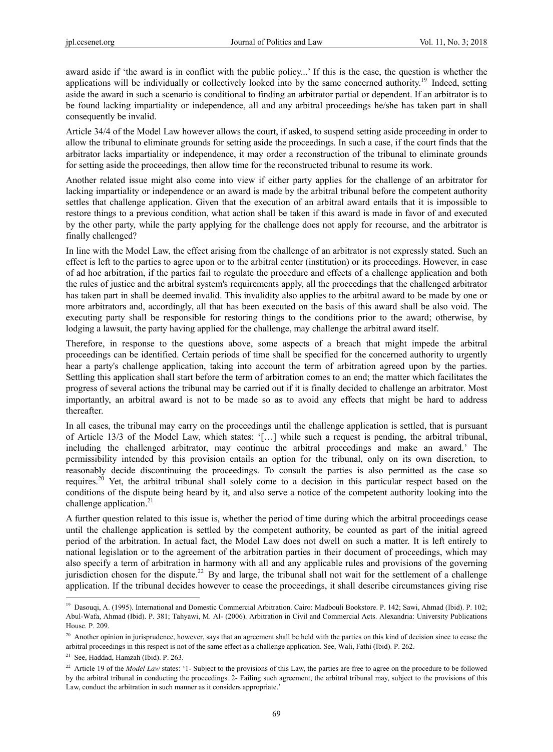award aside if 'the award is in conflict with the public policy...' If this is the case, the question is whether the applications will be individually or collectively looked into by the same concerned authority.[19] Indeed, setting aside the award in such a scenario is conditional to finding an arbitrator partial or dependent. If an arbitrator is to be found lacking impartiality or independence, all and any arbitral proceedings he/she has taken part in shall consequently be invalid.

Article 34/4 of the Model Law however allows the court, if asked, to suspend setting aside proceeding in order to allow the tribunal to eliminate grounds for setting aside the proceedings. In such a case, if the court finds that the arbitrator lacks impartiality or independence, it may order a reconstruction of the tribunal to eliminate grounds for setting aside the proceedings, then allow time for the reconstructed tribunal to resume its work.

Another related issue might also come into view if either party applies for the challenge of an arbitrator for lacking impartiality or independence or an award is made by the arbitral tribunal before the competent authority settles that challenge application. Given that the execution of an arbitral award entails that it is impossible to restore things to a previous condition, what action shall be taken if this award is made in favor of and executed by the other party, while the party applying for the challenge does not apply for recourse, and the arbitrator is finally challenged?

In line with the Model Law, the effect arising from the challenge of an arbitrator is not expressly stated. Such an effect is left to the parties to agree upon or to the arbitral center (institution) or its proceedings. However, in case of ad hoc arbitration, if the parties fail to regulate the procedure and effects of a challenge application and both the rules of justice and the arbitral system's requirements apply, all the proceedings that the challenged arbitrator has taken part in shall be deemed invalid. This invalidity also applies to the arbitral award to be made by one or more arbitrators and, accordingly, all that has been executed on the basis of this award shall be also void. The executing party shall be responsible for restoring things to the conditions prior to the award; otherwise, by lodging a lawsuit, the party having applied for the challenge, may challenge the arbitral award itself.

Therefore, in response to the questions above, some aspects of a breach that might impede the arbitral proceedings can be identified. Certain periods of time shall be specified for the concerned authority to urgently hear a party's challenge application, taking into account the term of arbitration agreed upon by the parties. Settling this application shall start before the term of arbitration comes to an end; the matter which facilitates the progress of several actions the tribunal may be carried out if it is finally decided to challenge an arbitrator. Most importantly, an arbitral award is not to be made so as to avoid any effects that might be hard to address thereafter.

In all cases, the tribunal may carry on the proceedings until the challenge application is settled, that is pursuant of Article 13/3 of the Model Law, which states: '[…] while such a request is pending, the arbitral tribunal, including the challenged arbitrator, may continue the arbitral proceedings and make an award.' The permissibility intended by this provision entails an option for the tribunal, only on its own discretion, to reasonably decide discontinuing the proceedings. To consult the parties is also permitted as the case so requires.[20] Yet, the arbitral tribunal shall solely come to a decision in this particular respect based on the conditions of the dispute being heard by it, and also serve a notice of the competent authority looking into the challenge application.[21]

A further question related to this issue is, whether the period of time during which the arbitral proceedings cease until the challenge application is settled by the competent authority, be counted as part of the initial agreed period of the arbitration. In actual fact, the Model Law does not dwell on such a matter. It is left entirely to national legislation or to the agreement of the arbitration parties in their document of proceedings, which may also specify a term of arbitration in harmony with all and any applicable rules and provisions of the governing jurisdiction chosen for the dispute.[22] By and large, the tribunal shall not wait for the settlement of a challenge application. If the tribunal decides however to cease the proceedings, it shall describe circumstances giving rise

---

[19] Dasouqi, A. (1995). International and Domestic Commercial Arbitration. Cairo: Madbouli Bookstore. P. 142; Sawi, Ahmad (Ibid). P. 102; Abul-Wafa, Ahmad (Ibid). P. 381; Tahyawi, M. Al- (2006). Arbitration in Civil and Commercial Acts. Alexandria: University Publications House. P. 209.

[20] Another opinion in jurisprudence, however, says that an agreement shall be held with the parties on this kind of decision since to cease the arbitral proceedings in this respect is not of the same effect as a challenge application. See, Wali, Fathi (Ibid). P. 262.

[21] See, Haddad, Hamzah (Ibid). P. 263.

[22] Article 19 of the *Model Law* states: '1- Subject to the provisions of this Law, the parties are free to agree on the procedure to be followed by the arbitral tribunal in conducting the proceedings. 2- Failing such agreement, the arbitral tribunal may, subject to the provisions of this Law, conduct the arbitration in such manner as it considers appropriate.'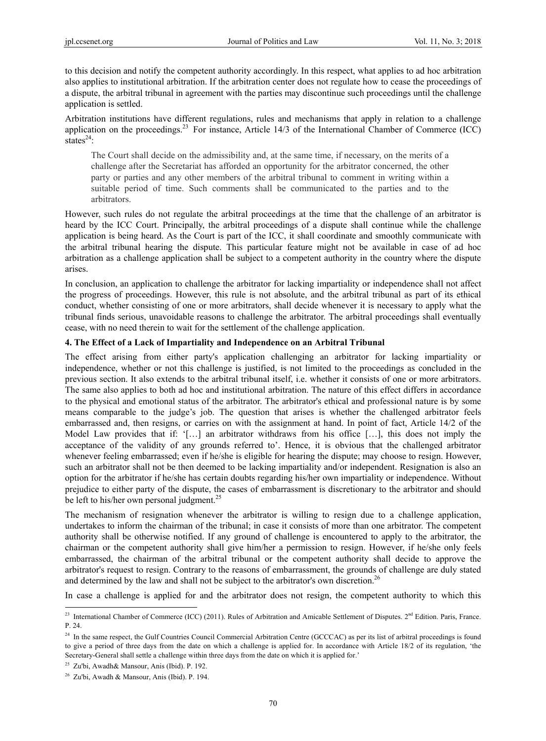to this decision and notify the competent authority accordingly. In this respect, what applies to ad hoc arbitration also applies to institutional arbitration. If the arbitration center does not regulate how to cease the proceedings of a dispute, the arbitral tribunal in agreement with the parties may discontinue such proceedings until the challenge application is settled.

Arbitration institutions have different regulations, rules and mechanisms that apply in relation to a challenge application on the proceedings.[23] For instance, Article 14/3 of the International Chamber of Commerce (ICC) states[24]:

> The Court shall decide on the admissibility and, at the same time, if necessary, on the merits of a challenge after the Secretariat has afforded an opportunity for the arbitrator concerned, the other party or parties and any other members of the arbitral tribunal to comment in writing within a suitable period of time. Such comments shall be communicated to the parties and to the arbitrators.

However, such rules do not regulate the arbitral proceedings at the time that the challenge of an arbitrator is heard by the ICC Court. Principally, the arbitral proceedings of a dispute shall continue while the challenge application is being heard. As the Court is part of the ICC, it shall coordinate and smoothly communicate with the arbitral tribunal hearing the dispute. This particular feature might not be available in case of ad hoc arbitration as a challenge application shall be subject to a competent authority in the country where the dispute arises.

In conclusion, an application to challenge the arbitrator for lacking impartiality or independence shall not affect the progress of proceedings. However, this rule is not absolute, and the arbitral tribunal as part of its ethical conduct, whether consisting of one or more arbitrators, shall decide whenever it is necessary to apply what the tribunal finds serious, unavoidable reasons to challenge the arbitrator. The arbitral proceedings shall eventually cease, with no need therein to wait for the settlement of the challenge application.

### 4. The Effect of a Lack of Impartiality and Independence on an Arbitral Tribunal

The effect arising from either party's application challenging an arbitrator for lacking impartiality or independence, whether or not this challenge is justified, is not limited to the proceedings as concluded in the previous section. It also extends to the arbitral tribunal itself, i.e. whether it consists of one or more arbitrators. The same also applies to both ad hoc and institutional arbitration. The nature of this effect differs in accordance to the physical and emotional status of the arbitrator. The arbitrator's ethical and professional nature is by some means comparable to the judge's job. The question that arises is whether the challenged arbitrator feels embarrassed and, then resigns, or carries on with the assignment at hand. In point of fact, Article 14/2 of the Model Law provides that if: '[…] an arbitrator withdraws from his office […], this does not imply the acceptance of the validity of any grounds referred to'. Hence, it is obvious that the challenged arbitrator whenever feeling embarrassed; even if he/she is eligible for hearing the dispute; may choose to resign. However, such an arbitrator shall not be then deemed to be lacking impartiality and/or independent. Resignation is also an option for the arbitrator if he/she has certain doubts regarding his/her own impartiality or independence. Without prejudice to either party of the dispute, the cases of embarrassment is discretionary to the arbitrator and should be left to his/her own personal judgment.[25]

The mechanism of resignation whenever the arbitrator is willing to resign due to a challenge application, undertakes to inform the chairman of the tribunal; in case it consists of more than one arbitrator. The competent authority shall be otherwise notified. If any ground of challenge is encountered to apply to the arbitrator, the chairman or the competent authority shall give him/her a permission to resign. However, if he/she only feels embarrassed, the chairman of the arbitral tribunal or the competent authority shall decide to approve the arbitrator's request to resign. Contrary to the reasons of embarrassment, the grounds of challenge are duly stated and determined by the law and shall not be subject to the arbitrator's own discretion.[26]

In case a challenge is applied for and the arbitrator does not resign, the competent authority to which this

---

[23] International Chamber of Commerce (ICC) (2011). Rules of Arbitration and Amicable Settlement of Disputes. 2nd Edition. Paris, France. P. 24.

[24] In the same respect, the Gulf Countries Council Commercial Arbitration Centre (GCCCAC) as per its list of arbitral proceedings is found to give a period of three days from the date on which a challenge is applied for. In accordance with Article 18/2 of its regulation, 'the Secretary-General shall settle a challenge within three days from the date on which it is applied for.'

[25] Zu'bi, Awadh& Mansour, Anis (Ibid). P. 192.

[26] Zu'bi, Awadh & Mansour, Anis (Ibid). P. 194.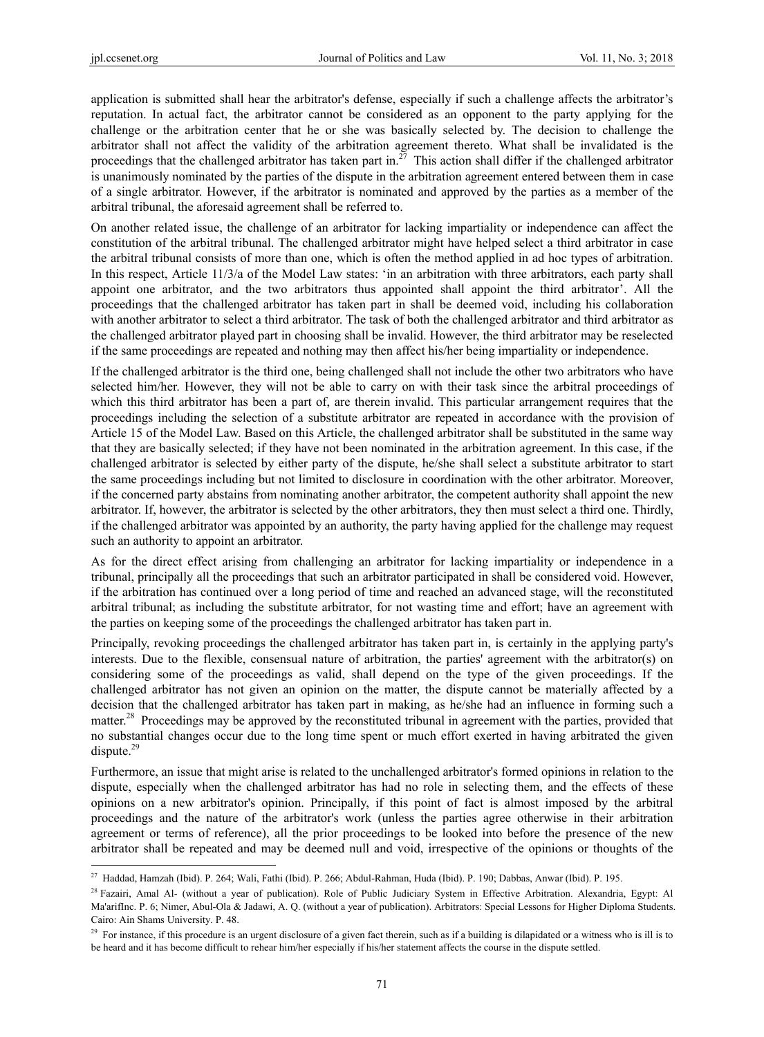application is submitted shall hear the arbitrator's defense, especially if such a challenge affects the arbitrator's reputation. In actual fact, the arbitrator cannot be considered as an opponent to the party applying for the challenge or the arbitration center that he or she was basically selected by. The decision to challenge the arbitrator shall not affect the validity of the arbitration agreement thereto. What shall be invalidated is the proceedings that the challenged arbitrator has taken part in.[27] This action shall differ if the challenged arbitrator is unanimously nominated by the parties of the dispute in the arbitration agreement entered between them in case of a single arbitrator. However, if the arbitrator is nominated and approved by the parties as a member of the arbitral tribunal, the aforesaid agreement shall be referred to.

On another related issue, the challenge of an arbitrator for lacking impartiality or independence can affect the constitution of the arbitral tribunal. The challenged arbitrator might have helped select a third arbitrator in case the arbitral tribunal consists of more than one, which is often the method applied in ad hoc types of arbitration. In this respect, Article 11/3/a of the Model Law states: 'in an arbitration with three arbitrators, each party shall appoint one arbitrator, and the two arbitrators thus appointed shall appoint the third arbitrator'. All the proceedings that the challenged arbitrator has taken part in shall be deemed void, including his collaboration with another arbitrator to select a third arbitrator. The task of both the challenged arbitrator and third arbitrator as the challenged arbitrator played part in choosing shall be invalid. However, the third arbitrator may be reselected if the same proceedings are repeated and nothing may then affect his/her being impartiality or independence.

If the challenged arbitrator is the third one, being challenged shall not include the other two arbitrators who have selected him/her. However, they will not be able to carry on with their task since the arbitral proceedings of which this third arbitrator has been a part of, are therein invalid. This particular arrangement requires that the proceedings including the selection of a substitute arbitrator are repeated in accordance with the provision of Article 15 of the Model Law. Based on this Article, the challenged arbitrator shall be substituted in the same way that they are basically selected; if they have not been nominated in the arbitration agreement. In this case, if the challenged arbitrator is selected by either party of the dispute, he/she shall select a substitute arbitrator to start the same proceedings including but not limited to disclosure in coordination with the other arbitrator. Moreover, if the concerned party abstains from nominating another arbitrator, the competent authority shall appoint the new arbitrator. If, however, the arbitrator is selected by the other arbitrators, they then must select a third one. Thirdly, if the challenged arbitrator was appointed by an authority, the party having applied for the challenge may request such an authority to appoint an arbitrator.

As for the direct effect arising from challenging an arbitrator for lacking impartiality or independence in a tribunal, principally all the proceedings that such an arbitrator participated in shall be considered void. However, if the arbitration has continued over a long period of time and reached an advanced stage, will the reconstituted arbitral tribunal; as including the substitute arbitrator, for not wasting time and effort; have an agreement with the parties on keeping some of the proceedings the challenged arbitrator has taken part in.

Principally, revoking proceedings the challenged arbitrator has taken part in, is certainly in the applying party's interests. Due to the flexible, consensual nature of arbitration, the parties' agreement with the arbitrator(s) on considering some of the proceedings as valid, shall depend on the type of the given proceedings. If the challenged arbitrator has not given an opinion on the matter, the dispute cannot be materially affected by a decision that the challenged arbitrator has taken part in making, as he/she had an influence in forming such a matter.[28] Proceedings may be approved by the reconstituted tribunal in agreement with the parties, provided that no substantial changes occur due to the long time spent or much effort exerted in having arbitrated the given dispute.[29]

Furthermore, an issue that might arise is related to the unchallenged arbitrator's formed opinions in relation to the dispute, especially when the challenged arbitrator has had no role in selecting them, and the effects of these opinions on a new arbitrator's opinion. Principally, if this point of fact is almost imposed by the arbitral proceedings and the nature of the arbitrator's work (unless the parties agree otherwise in their arbitration agreement or terms of reference), all the prior proceedings to be looked into before the presence of the new arbitrator shall be repeated and may be deemed null and void, irrespective of the opinions or thoughts of the

---

[27] Haddad, Hamzah (Ibid). P. 264; Wali, Fathi (Ibid). P. 266; Abdul-Rahman, Huda (Ibid). P. 190; Dabbas, Anwar (Ibid). P. 195.

[28] Fazairi, Amal Al- (without a year of publication). Role of Public Judiciary System in Effective Arbitration. Alexandria, Egypt: Al Ma'arifInc. P. 6; Nimer, Abul-Ola & Jadawi, A. Q. (without a year of publication). Arbitrators: Special Lessons for Higher Diploma Students. Cairo: Ain Shams University. P. 48.

[29] For instance, if this procedure is an urgent disclosure of a given fact therein, such as if a building is dilapidated or a witness who is ill is to be heard and it has become difficult to rehear him/her especially if his/her statement affects the course in the dispute settled.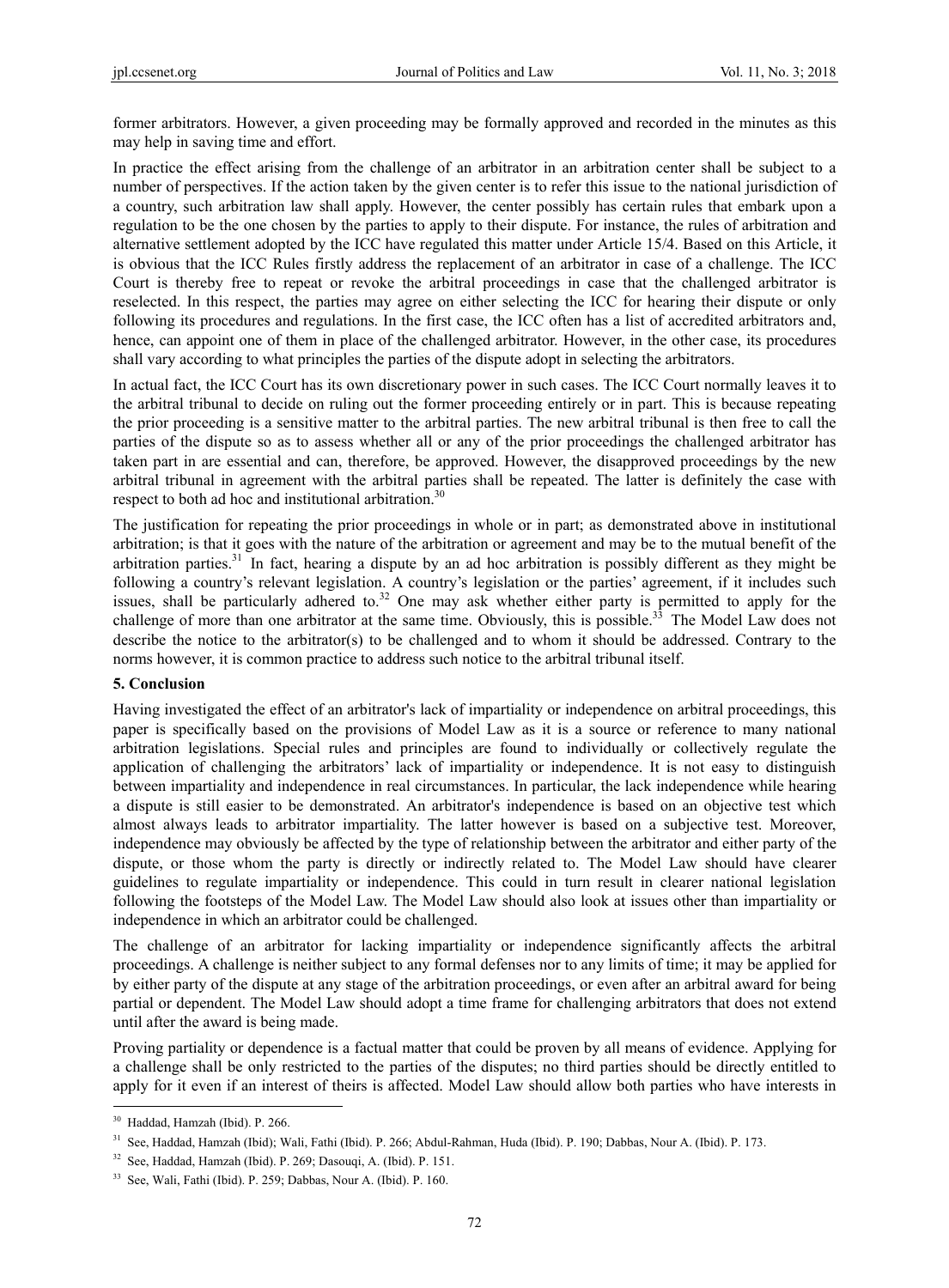former arbitrators. However, a given proceeding may be formally approved and recorded in the minutes as this may help in saving time and effort.

In practice the effect arising from the challenge of an arbitrator in an arbitration center shall be subject to a number of perspectives. If the action taken by the given center is to refer this issue to the national jurisdiction of a country, such arbitration law shall apply. However, the center possibly has certain rules that embark upon a regulation to be the one chosen by the parties to apply to their dispute. For instance, the rules of arbitration and alternative settlement adopted by the ICC have regulated this matter under Article 15/4. Based on this Article, it is obvious that the ICC Rules firstly address the replacement of an arbitrator in case of a challenge. The ICC Court is thereby free to repeat or revoke the arbitral proceedings in case that the challenged arbitrator is reselected. In this respect, the parties may agree on either selecting the ICC for hearing their dispute or only following its procedures and regulations. In the first case, the ICC often has a list of accredited arbitrators and, hence, can appoint one of them in place of the challenged arbitrator. However, in the other case, its procedures shall vary according to what principles the parties of the dispute adopt in selecting the arbitrators.

In actual fact, the ICC Court has its own discretionary power in such cases. The ICC Court normally leaves it to the arbitral tribunal to decide on ruling out the former proceeding entirely or in part. This is because repeating the prior proceeding is a sensitive matter to the arbitral parties. The new arbitral tribunal is then free to call the parties of the dispute so as to assess whether all or any of the prior proceedings the challenged arbitrator has taken part in are essential and can, therefore, be approved. However, the disapproved proceedings by the new arbitral tribunal in agreement with the arbitral parties shall be repeated. The latter is definitely the case with respect to both ad hoc and institutional arbitration.[30]

The justification for repeating the prior proceedings in whole or in part; as demonstrated above in institutional arbitration; is that it goes with the nature of the arbitration or agreement and may be to the mutual benefit of the arbitration parties.[31] In fact, hearing a dispute by an ad hoc arbitration is possibly different as they might be following a country's relevant legislation. A country's legislation or the parties' agreement, if it includes such issues, shall be particularly adhered to.[32] One may ask whether either party is permitted to apply for the challenge of more than one arbitrator at the same time. Obviously, this is possible.[33] The Model Law does not describe the notice to the arbitrator(s) to be challenged and to whom it should be addressed. Contrary to the norms however, it is common practice to address such notice to the arbitral tribunal itself.

## 5. Conclusion

Having investigated the effect of an arbitrator's lack of impartiality or independence on arbitral proceedings, this paper is specifically based on the provisions of Model Law as it is a source or reference to many national arbitration legislations. Special rules and principles are found to individually or collectively regulate the application of challenging the arbitrators' lack of impartiality or independence. It is not easy to distinguish between impartiality and independence in real circumstances. In particular, the lack independence while hearing a dispute is still easier to be demonstrated. An arbitrator's independence is based on an objective test which almost always leads to arbitrator impartiality. The latter however is based on a subjective test. Moreover, independence may obviously be affected by the type of relationship between the arbitrator and either party of the dispute, or those whom the party is directly or indirectly related to. The Model Law should have clearer guidelines to regulate impartiality or independence. This could in turn result in clearer national legislation following the footsteps of the Model Law. The Model Law should also look at issues other than impartiality or independence in which an arbitrator could be challenged.

The challenge of an arbitrator for lacking impartiality or independence significantly affects the arbitral proceedings. A challenge is neither subject to any formal defenses nor to any limits of time; it may be applied for by either party of the dispute at any stage of the arbitration proceedings, or even after an arbitral award for being partial or dependent. The Model Law should adopt a time frame for challenging arbitrators that does not extend until after the award is being made.

Proving partiality or dependence is a factual matter that could be proven by all means of evidence. Applying for a challenge shall be only restricted to the parties of the disputes; no third parties should be directly entitled to apply for it even if an interest of theirs is affected. Model Law should allow both parties who have interests in

---

[30] Haddad, Hamzah (Ibid). P. 266.

[31] See, Haddad, Hamzah (Ibid); Wali, Fathi (Ibid). P. 266; Abdul-Rahman, Huda (Ibid). P. 190; Dabbas, Nour A. (Ibid). P. 173.

[32] See, Haddad, Hamzah (Ibid). P. 269; Dasouqi, A. (Ibid). P. 151.

[33] See, Wali, Fathi (Ibid). P. 259; Dabbas, Nour A. (Ibid). P. 160.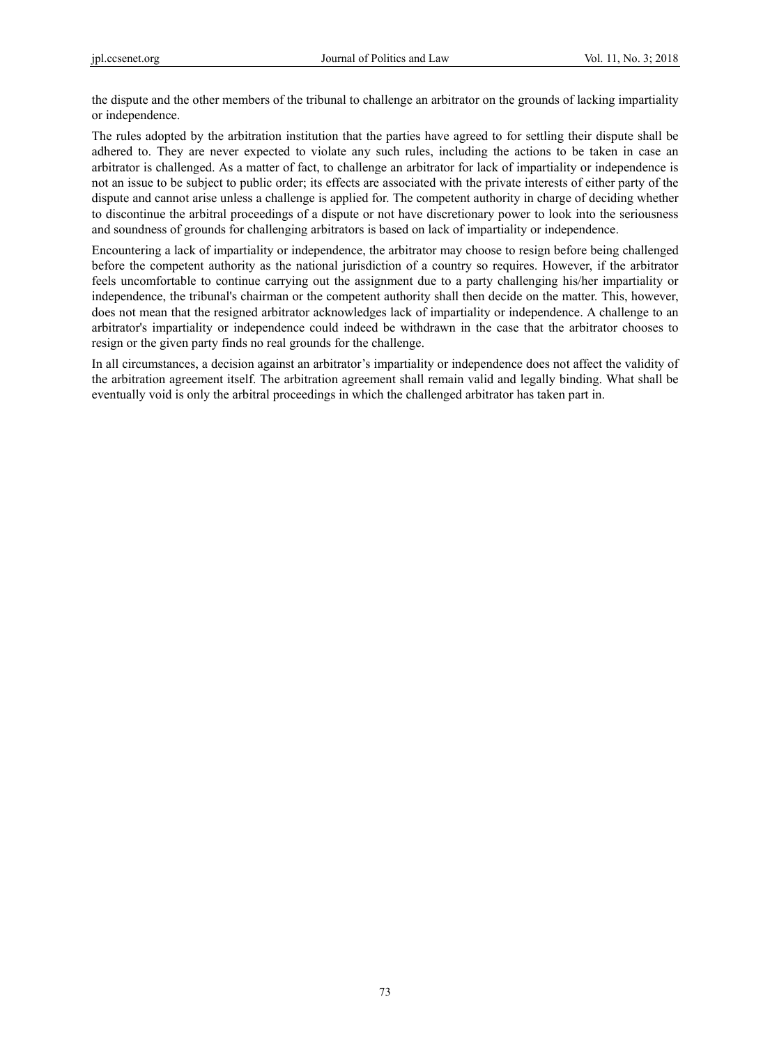the dispute and the other members of the tribunal to challenge an arbitrator on the grounds of lacking impartiality or independence.

The rules adopted by the arbitration institution that the parties have agreed to for settling their dispute shall be adhered to. They are never expected to violate any such rules, including the actions to be taken in case an arbitrator is challenged. As a matter of fact, to challenge an arbitrator for lack of impartiality or independence is not an issue to be subject to public order; its effects are associated with the private interests of either party of the dispute and cannot arise unless a challenge is applied for. The competent authority in charge of deciding whether to discontinue the arbitral proceedings of a dispute or not have discretionary power to look into the seriousness and soundness of grounds for challenging arbitrators is based on lack of impartiality or independence.

Encountering a lack of impartiality or independence, the arbitrator may choose to resign before being challenged before the competent authority as the national jurisdiction of a country so requires. However, if the arbitrator feels uncomfortable to continue carrying out the assignment due to a party challenging his/her impartiality or independence, the tribunal's chairman or the competent authority shall then decide on the matter. This, however, does not mean that the resigned arbitrator acknowledges lack of impartiality or independence. A challenge to an arbitrator's impartiality or independence could indeed be withdrawn in the case that the arbitrator chooses to resign or the given party finds no real grounds for the challenge.

In all circumstances, a decision against an arbitrator's impartiality or independence does not affect the validity of the arbitration agreement itself. The arbitration agreement shall remain valid and legally binding. What shall be eventually void is only the arbitral proceedings in which the challenged arbitrator has taken part in.